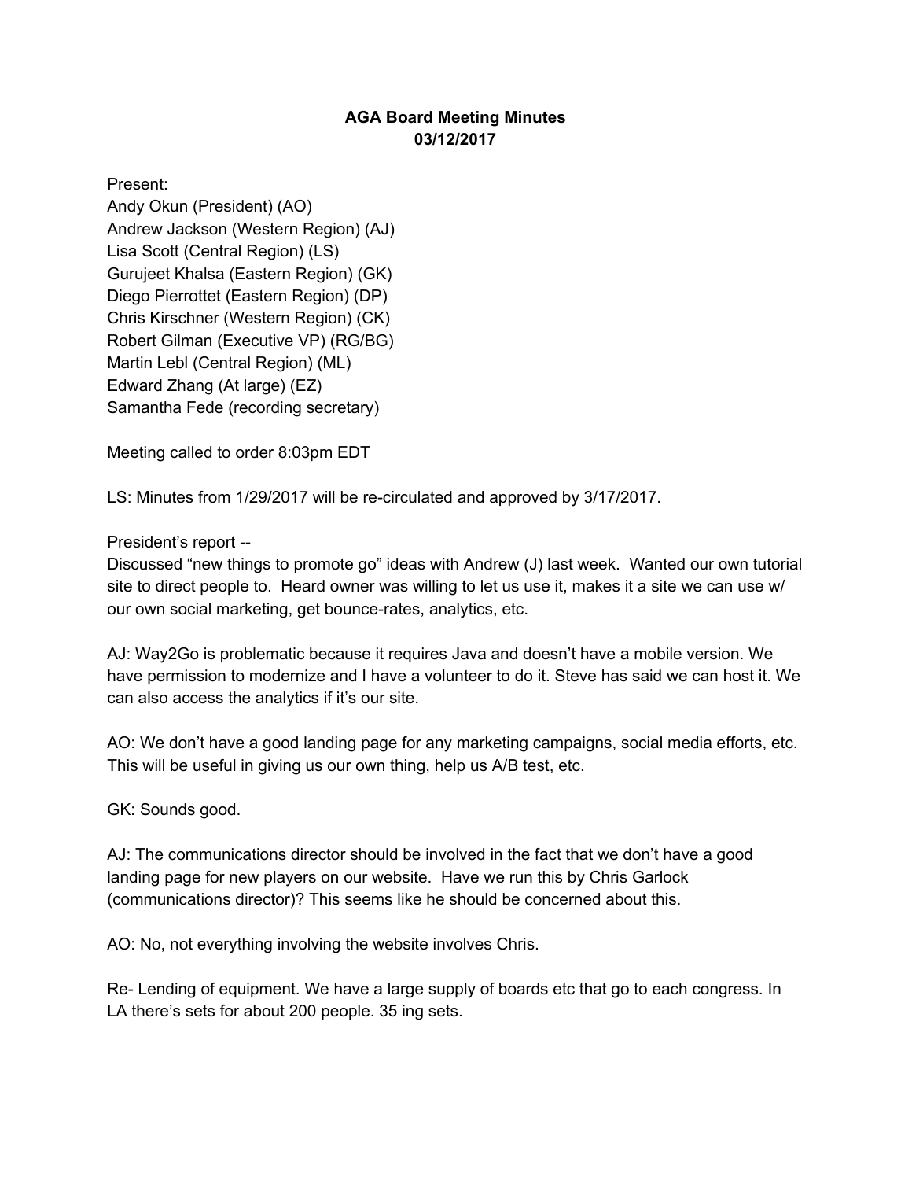**AGA Board Meeting Minutes**
**03/12/2017**

Present:
Andy Okun (President) (AO)
Andrew Jackson (Western Region) (AJ)
Lisa Scott (Central Region) (LS)
Gurujeet Khalsa (Eastern Region) (GK)
Diego Pierrottet (Eastern Region) (DP)
Chris Kirschner (Western Region) (CK)
Robert Gilman (Executive VP) (RG/BG)
Martin Lebl (Central Region) (ML)
Edward Zhang (At large) (EZ)
Samantha Fede (recording secretary)

Meeting called to order 8:03pm EDT

LS: Minutes from 1/29/2017 will be re-circulated and approved by 3/17/2017.

President's report --
Discussed "new things to promote go" ideas with Andrew (J) last week. Wanted our own tutorial site to direct people to. Heard owner was willing to let us use it, makes it a site we can use w/ our own social marketing, get bounce-rates, analytics, etc.

AJ: Way2Go is problematic because it requires Java and doesn't have a mobile version. We have permission to modernize and I have a volunteer to do it. Steve has said we can host it. We can also access the analytics if it's our site.

AO: We don't have a good landing page for any marketing campaigns, social media efforts, etc. This will be useful in giving us our own thing, help us A/B test, etc.

GK: Sounds good.

AJ: The communications director should be involved in the fact that we don't have a good landing page for new players on our website. Have we run this by Chris Garlock (communications director)? This seems like he should be concerned about this.

AO: No, not everything involving the website involves Chris.

Re- Lending of equipment. We have a large supply of boards etc that go to each congress. In LA there's sets for about 200 people. 35 ing sets.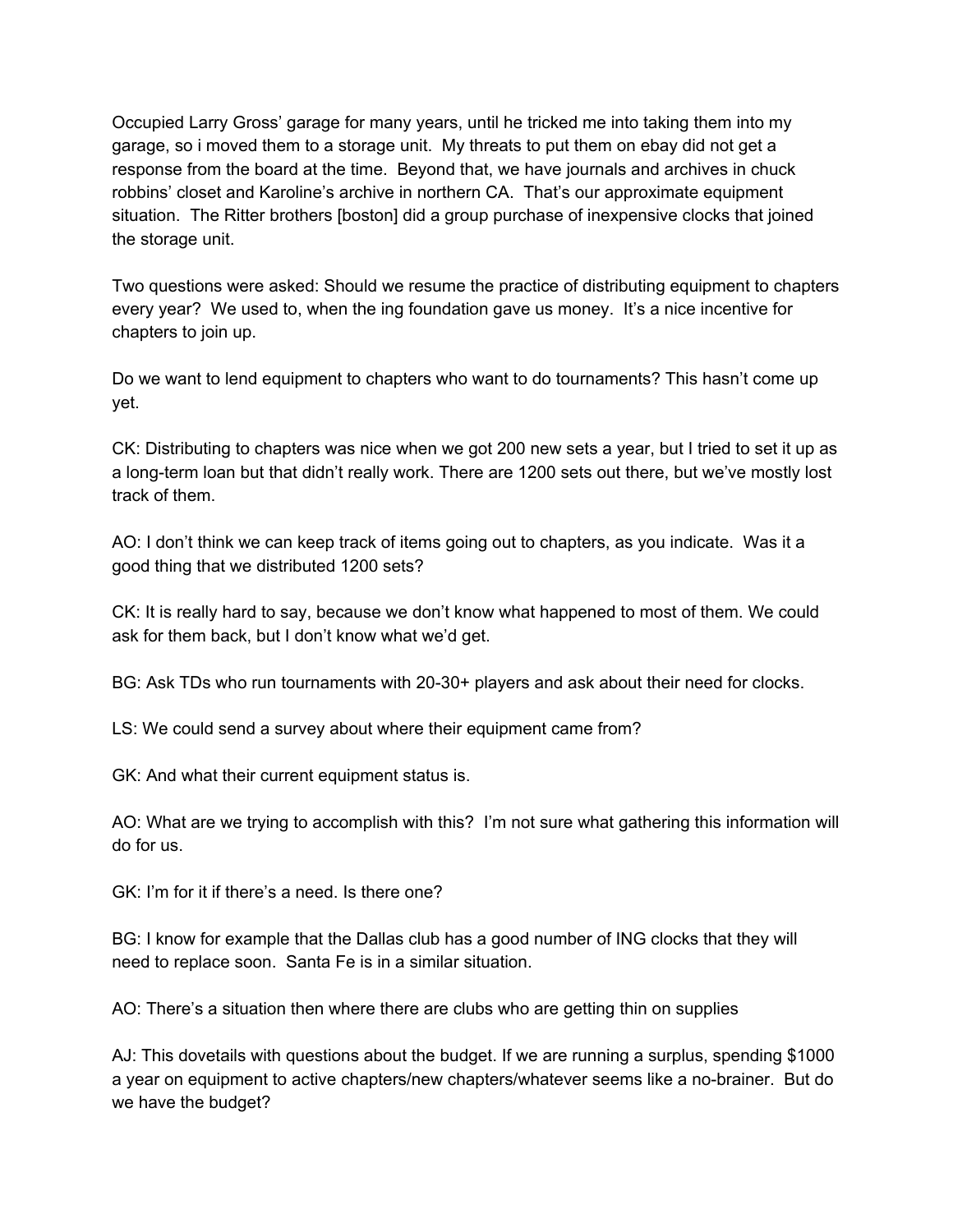Occupied Larry Gross' garage for many years, until he tricked me into taking them into my garage, so i moved them to a storage unit. My threats to put them on ebay did not get a response from the board at the time. Beyond that, we have journals and archives in chuck robbins' closet and Karoline's archive in northern CA. That's our approximate equipment situation. The Ritter brothers [boston] did a group purchase of inexpensive clocks that joined the storage unit.

Two questions were asked: Should we resume the practice of distributing equipment to chapters every year? We used to, when the ing foundation gave us money. It's a nice incentive for chapters to join up.

Do we want to lend equipment to chapters who want to do tournaments? This hasn't come up yet.

CK: Distributing to chapters was nice when we got 200 new sets a year, but I tried to set it up as a long-term loan but that didn't really work. There are 1200 sets out there, but we've mostly lost track of them.

AO: I don't think we can keep track of items going out to chapters, as you indicate. Was it a good thing that we distributed 1200 sets?

CK: It is really hard to say, because we don't know what happened to most of them. We could ask for them back, but I don't know what we'd get.

BG: Ask TDs who run tournaments with 20-30+ players and ask about their need for clocks.

LS: We could send a survey about where their equipment came from?

GK: And what their current equipment status is.

AO: What are we trying to accomplish with this? I'm not sure what gathering this information will do for us.

GK: I'm for it if there's a need. Is there one?

BG: I know for example that the Dallas club has a good number of ING clocks that they will need to replace soon. Santa Fe is in a similar situation.

AO: There's a situation then where there are clubs who are getting thin on supplies

AJ: This dovetails with questions about the budget. If we are running a surplus, spending $1000 a year on equipment to active chapters/new chapters/whatever seems like a no-brainer. But do we have the budget?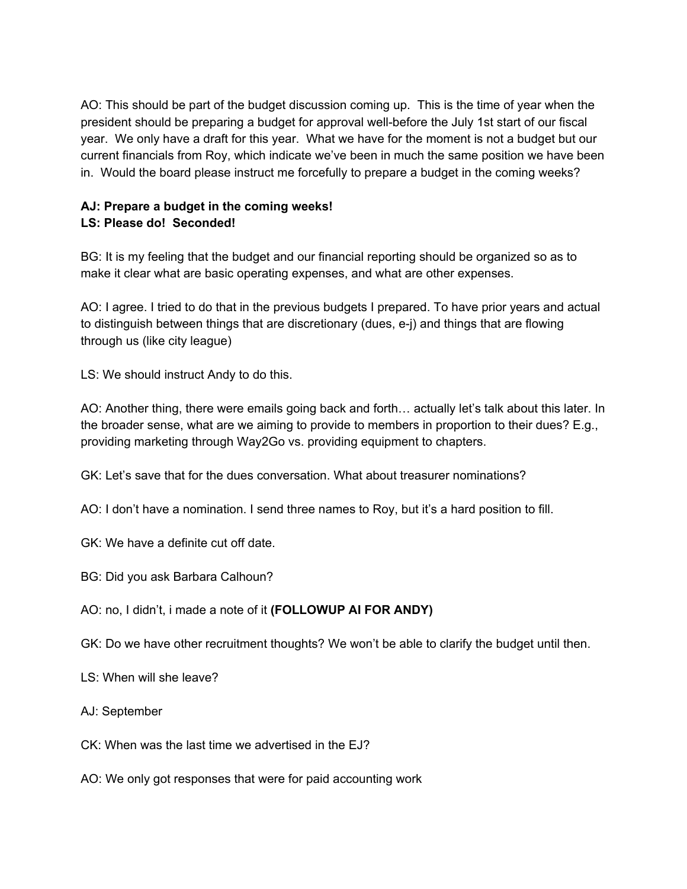AO: This should be part of the budget discussion coming up.  This is the time of year when the president should be preparing a budget for approval well-before the July 1st start of our fiscal year.  We only have a draft for this year.  What we have for the moment is not a budget but our current financials from Roy, which indicate we've been in much the same position we have been in.  Would the board please instruct me forcefully to prepare a budget in the coming weeks?

**AJ: Prepare a budget in the coming weeks!**
**LS: Please do!  Seconded!**

BG: It is my feeling that the budget and our financial reporting should be organized so as to make it clear what are basic operating expenses, and what are other expenses.

AO: I agree. I tried to do that in the previous budgets I prepared. To have prior years and actual to distinguish between things that are discretionary (dues, e-j) and things that are flowing through us (like city league)

LS: We should instruct Andy to do this.

AO: Another thing, there were emails going back and forth… actually let's talk about this later. In the broader sense, what are we aiming to provide to members in proportion to their dues? E.g., providing marketing through Way2Go vs. providing equipment to chapters.

GK: Let's save that for the dues conversation. What about treasurer nominations?

AO: I don't have a nomination. I send three names to Roy, but it's a hard position to fill.

GK: We have a definite cut off date.

BG: Did you ask Barbara Calhoun?

AO: no, I didn't, i made a note of it **(FOLLOWUP AI FOR ANDY)**

GK: Do we have other recruitment thoughts? We won't be able to clarify the budget until then.

LS: When will she leave?

AJ: September

CK: When was the last time we advertised in the EJ?

AO: We only got responses that were for paid accounting work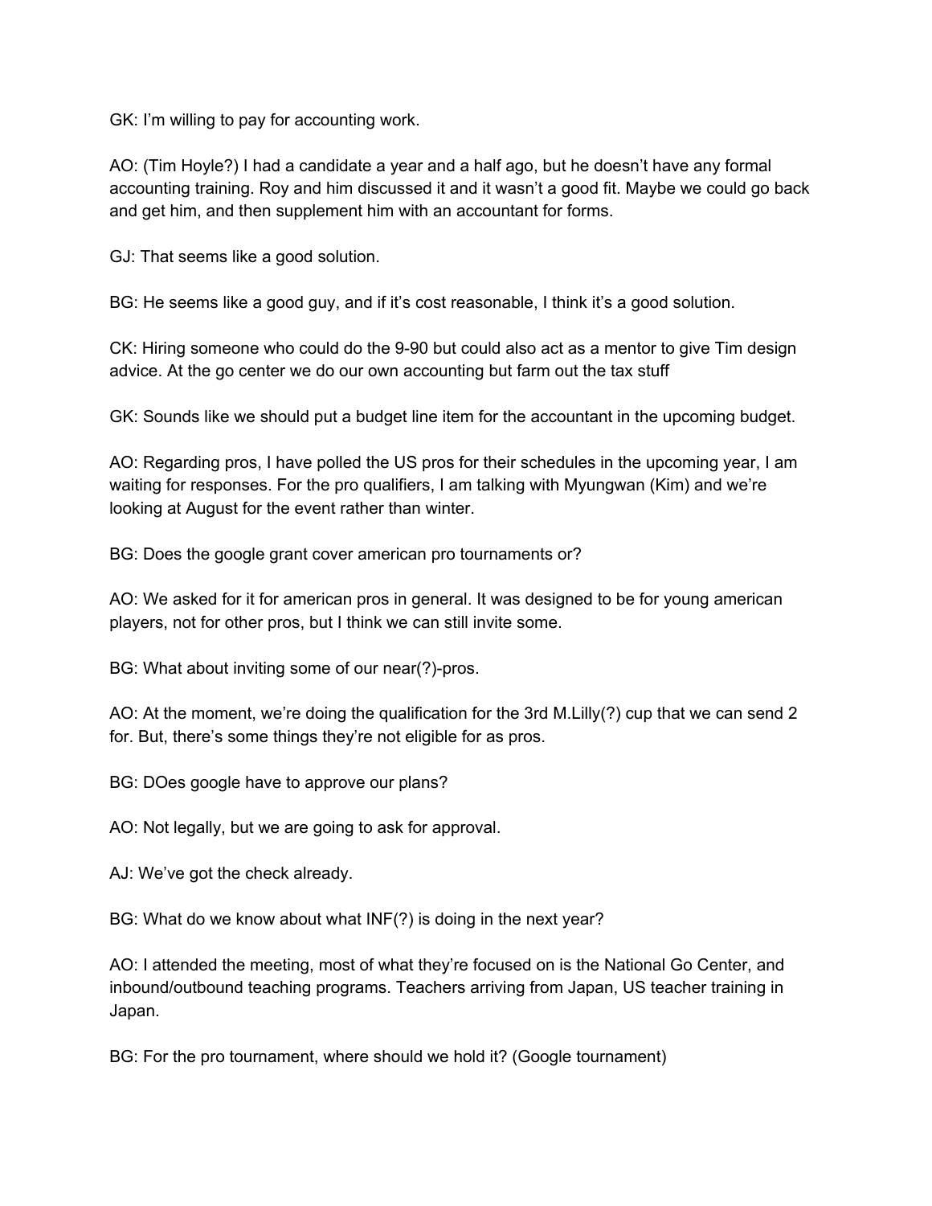GK: I'm willing to pay for accounting work.

AO: (Tim Hoyle?) I had a candidate a year and a half ago, but he doesn't have any formal accounting training. Roy and him discussed it and it wasn't a good fit. Maybe we could go back and get him, and then supplement him with an accountant for forms.

GJ: That seems like a good solution.

BG: He seems like a good guy, and if it's cost reasonable, I think it's a good solution.

CK: Hiring someone who could do the 9-90 but could also act as a mentor to give Tim design advice. At the go center we do our own accounting but farm out the tax stuff

GK: Sounds like we should put a budget line item for the accountant in the upcoming budget.

AO: Regarding pros, I have polled the US pros for their schedules in the upcoming year, I am waiting for responses. For the pro qualifiers, I am talking with Myungwan (Kim) and we're looking at August for the event rather than winter.

BG: Does the google grant cover american pro tournaments or?

AO: We asked for it for american pros in general. It was designed to be for young american players, not for other pros, but I think we can still invite some.

BG: What about inviting some of our near(?)-pros.

AO: At the moment, we're doing the qualification for the 3rd M.Lilly(?) cup that we can send 2 for. But, there's some things they're not eligible for as pros.

BG: DOes google have to approve our plans?

AO: Not legally, but we are going to ask for approval.

AJ: We've got the check already.

BG: What do we know about what INF(?) is doing in the next year?

AO: I attended the meeting, most of what they're focused on is the National Go Center, and inbound/outbound teaching programs. Teachers arriving from Japan, US teacher training in Japan.

BG: For the pro tournament, where should we hold it? (Google tournament)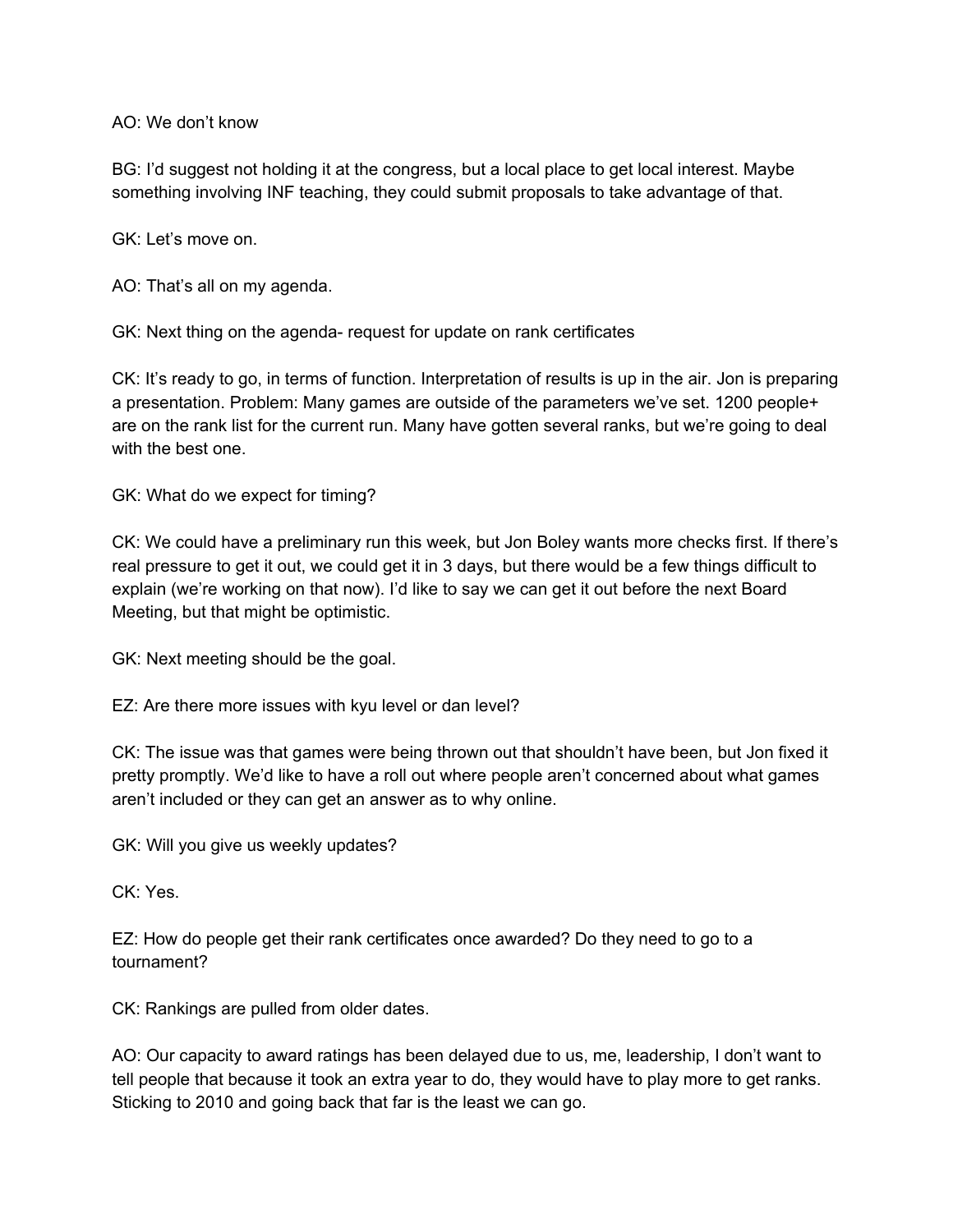AO: We don't know

BG: I'd suggest not holding it at the congress, but a local place to get local interest. Maybe something involving INF teaching, they could submit proposals to take advantage of that.

GK: Let's move on.

AO: That's all on my agenda.

GK: Next thing on the agenda- request for update on rank certificates

CK: It's ready to go, in terms of function. Interpretation of results is up in the air. Jon is preparing a presentation. Problem: Many games are outside of the parameters we've set. 1200 people+ are on the rank list for the current run. Many have gotten several ranks, but we're going to deal with the best one.

GK: What do we expect for timing?

CK: We could have a preliminary run this week, but Jon Boley wants more checks first. If there's real pressure to get it out, we could get it in 3 days, but there would be a few things difficult to explain (we're working on that now). I'd like to say we can get it out before the next Board Meeting, but that might be optimistic.

GK: Next meeting should be the goal.

EZ: Are there more issues with kyu level or dan level?

CK: The issue was that games were being thrown out that shouldn't have been, but Jon fixed it pretty promptly. We'd like to have a roll out where people aren't concerned about what games aren't included or they can get an answer as to why online.

GK: Will you give us weekly updates?

CK: Yes.

EZ: How do people get their rank certificates once awarded? Do they need to go to a tournament?

CK: Rankings are pulled from older dates.

AO: Our capacity to award ratings has been delayed due to us, me, leadership, I don't want to tell people that because it took an extra year to do, they would have to play more to get ranks. Sticking to 2010 and going back that far is the least we can go.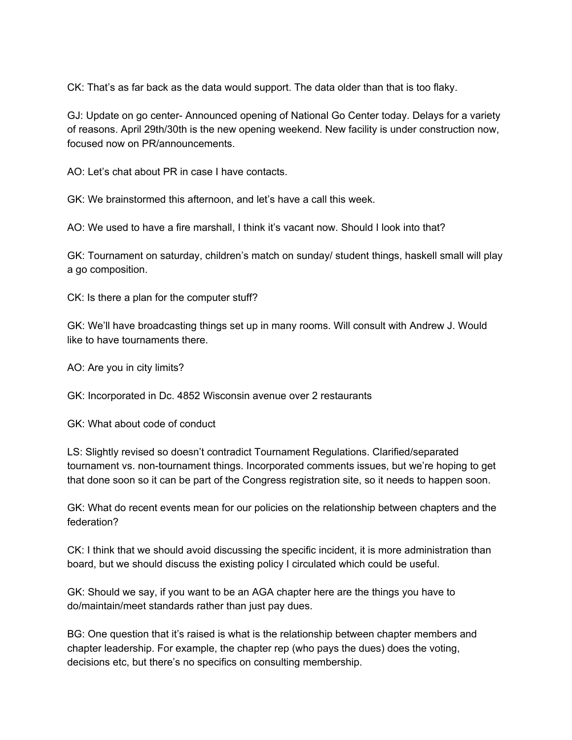CK: That's as far back as the data would support. The data older than that is too flaky.

GJ: Update on go center- Announced opening of National Go Center today. Delays for a variety of reasons. April 29th/30th is the new opening weekend. New facility is under construction now, focused now on PR/announcements.

AO: Let's chat about PR in case I have contacts.

GK: We brainstormed this afternoon, and let's have a call this week.

AO: We used to have a fire marshall, I think it's vacant now. Should I look into that?

GK: Tournament on saturday, children's match on sunday/ student things, haskell small will play a go composition.

CK: Is there a plan for the computer stuff?

GK: We'll have broadcasting things set up in many rooms. Will consult with Andrew J. Would like to have tournaments there.

AO: Are you in city limits?

GK: Incorporated in Dc. 4852 Wisconsin avenue over 2 restaurants

GK: What about code of conduct

LS: Slightly revised so doesn't contradict Tournament Regulations. Clarified/separated tournament vs. non-tournament things. Incorporated comments issues, but we're hoping to get that done soon so it can be part of the Congress registration site, so it needs to happen soon.

GK: What do recent events mean for our policies on the relationship between chapters and the federation?

CK: I think that we should avoid discussing the specific incident, it is more administration than board, but we should discuss the existing policy I circulated which could be useful.

GK: Should we say, if you want to be an AGA chapter here are the things you have to do/maintain/meet standards rather than just pay dues.

BG: One question that it's raised is what is the relationship between chapter members and chapter leadership. For example, the chapter rep (who pays the dues) does the voting, decisions etc, but there's no specifics on consulting membership.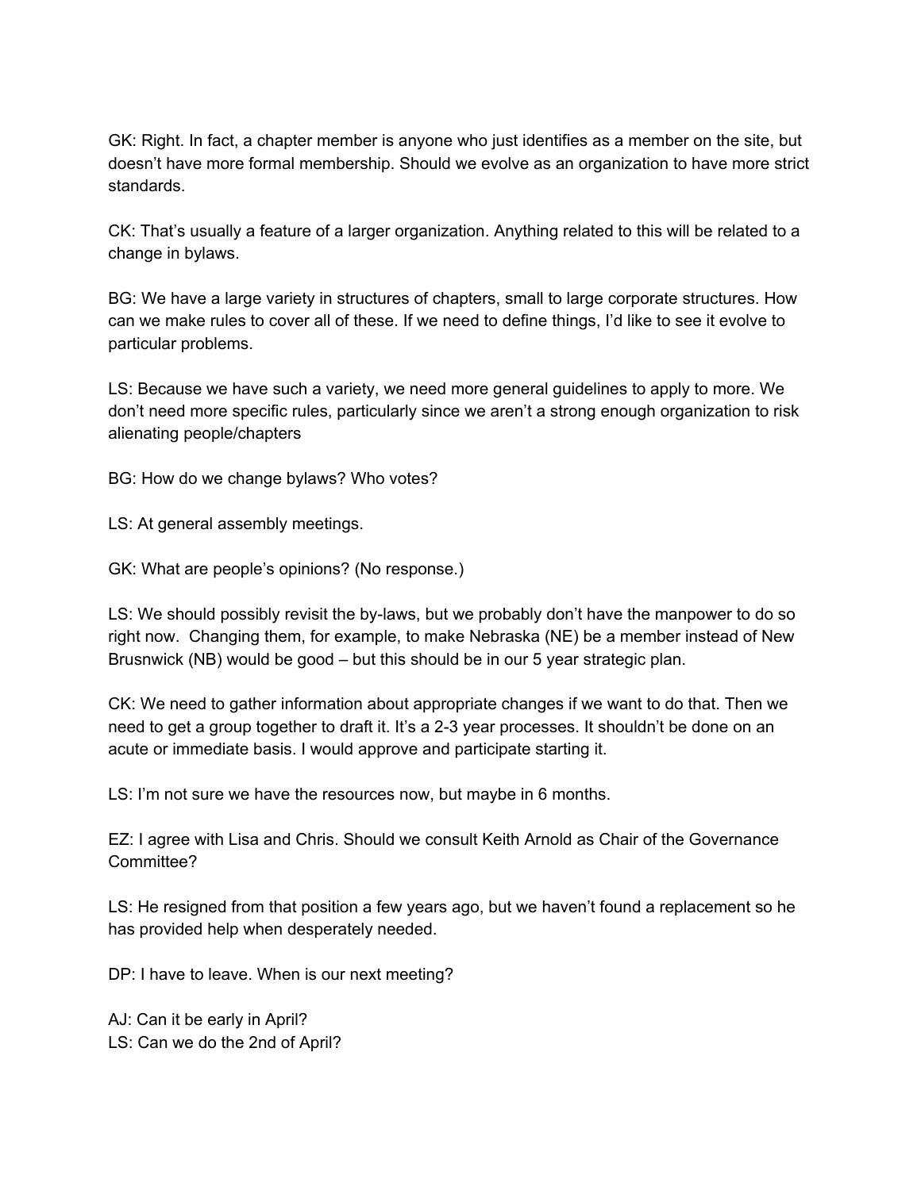GK: Right. In fact, a chapter member is anyone who just identifies as a member on the site, but doesn't have more formal membership. Should we evolve as an organization to have more strict standards.

CK: That's usually a feature of a larger organization. Anything related to this will be related to a change in bylaws.

BG: We have a large variety in structures of chapters, small to large corporate structures. How can we make rules to cover all of these. If we need to define things, I'd like to see it evolve to particular problems.

LS: Because we have such a variety, we need more general guidelines to apply to more. We don't need more specific rules, particularly since we aren't a strong enough organization to risk alienating people/chapters

BG: How do we change bylaws? Who votes?

LS: At general assembly meetings.

GK: What are people's opinions? (No response.)

LS: We should possibly revisit the by-laws, but we probably don't have the manpower to do so right now. Changing them, for example, to make Nebraska (NE) be a member instead of New Brusnwick (NB) would be good – but this should be in our 5 year strategic plan.

CK: We need to gather information about appropriate changes if we want to do that. Then we need to get a group together to draft it. It's a 2-3 year processes. It shouldn't be done on an acute or immediate basis. I would approve and participate starting it.

LS: I'm not sure we have the resources now, but maybe in 6 months.

EZ: I agree with Lisa and Chris. Should we consult Keith Arnold as Chair of the Governance Committee?

LS: He resigned from that position a few years ago, but we haven't found a replacement so he has provided help when desperately needed.

DP: I have to leave. When is our next meeting?

AJ: Can it be early in April?
LS: Can we do the 2nd of April?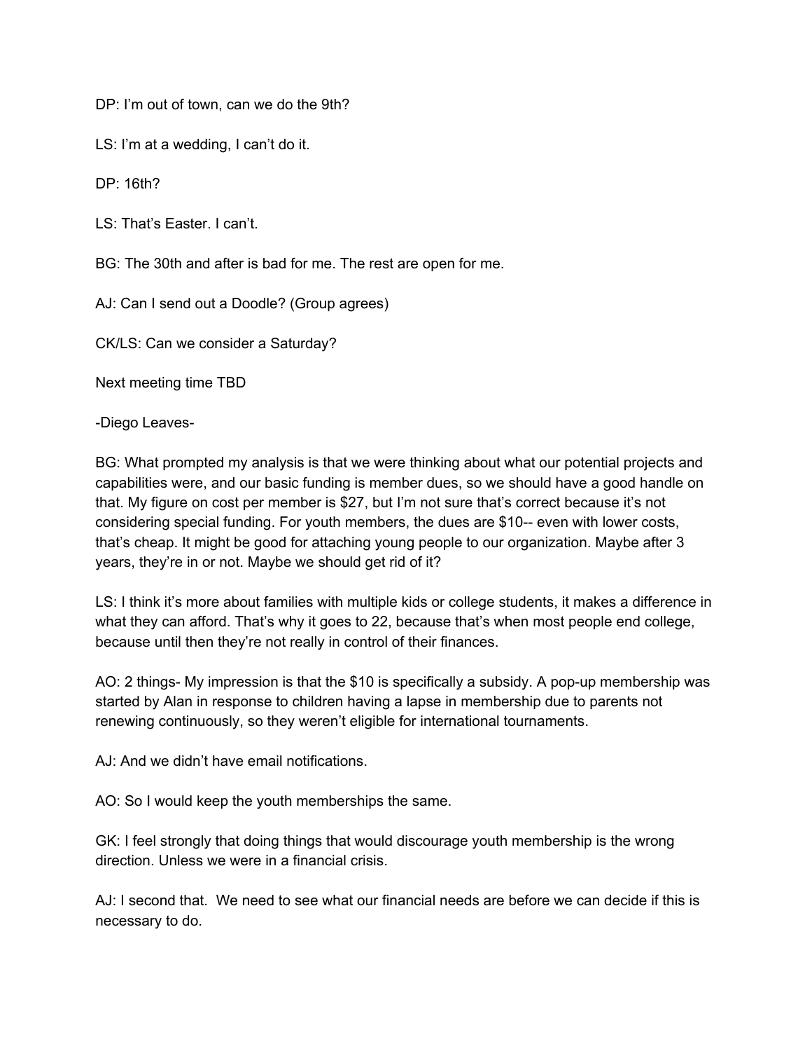DP: I'm out of town, can we do the 9th?

LS: I'm at a wedding, I can't do it.

DP: 16th?

LS: That's Easter. I can't.

BG: The 30th and after is bad for me. The rest are open for me.

AJ: Can I send out a Doodle? (Group agrees)

CK/LS: Can we consider a Saturday?

Next meeting time TBD

-Diego Leaves-

BG: What prompted my analysis is that we were thinking about what our potential projects and capabilities were, and our basic funding is member dues, so we should have a good handle on that. My figure on cost per member is $27, but I'm not sure that's correct because it's not considering special funding. For youth members, the dues are $10-- even with lower costs, that's cheap. It might be good for attaching young people to our organization. Maybe after 3 years, they're in or not. Maybe we should get rid of it?

LS: I think it's more about families with multiple kids or college students, it makes a difference in what they can afford. That's why it goes to 22, because that's when most people end college, because until then they're not really in control of their finances.

AO: 2 things- My impression is that the $10 is specifically a subsidy. A pop-up membership was started by Alan in response to children having a lapse in membership due to parents not renewing continuously, so they weren't eligible for international tournaments.

AJ: And we didn't have email notifications.

AO: So I would keep the youth memberships the same.

GK: I feel strongly that doing things that would discourage youth membership is the wrong direction. Unless we were in a financial crisis.

AJ: I second that. We need to see what our financial needs are before we can decide if this is necessary to do.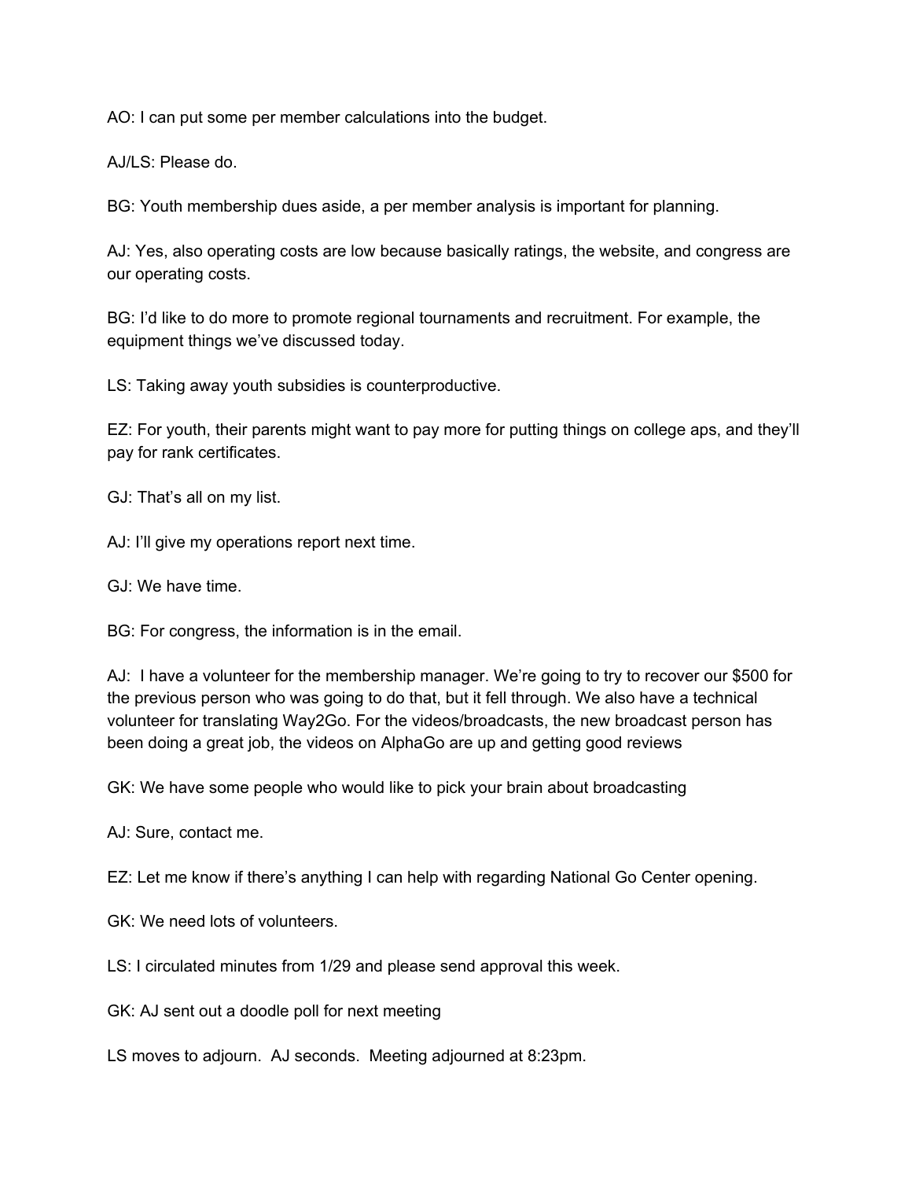AO: I can put some per member calculations into the budget.

AJ/LS: Please do.

BG: Youth membership dues aside, a per member analysis is important for planning.

AJ: Yes, also operating costs are low because basically ratings, the website, and congress are our operating costs.

BG: I'd like to do more to promote regional tournaments and recruitment. For example, the equipment things we've discussed today.

LS: Taking away youth subsidies is counterproductive.

EZ: For youth, their parents might want to pay more for putting things on college aps, and they'll pay for rank certificates.

GJ: That's all on my list.

AJ: I'll give my operations report next time.

GJ: We have time.

BG: For congress, the information is in the email.

AJ: I have a volunteer for the membership manager. We're going to try to recover our $500 for the previous person who was going to do that, but it fell through. We also have a technical volunteer for translating Way2Go. For the videos/broadcasts, the new broadcast person has been doing a great job, the videos on AlphaGo are up and getting good reviews

GK: We have some people who would like to pick your brain about broadcasting

AJ: Sure, contact me.

EZ: Let me know if there's anything I can help with regarding National Go Center opening.

GK: We need lots of volunteers.

LS: I circulated minutes from 1/29 and please send approval this week.

GK: AJ sent out a doodle poll for next meeting

LS moves to adjourn. AJ seconds. Meeting adjourned at 8:23pm.